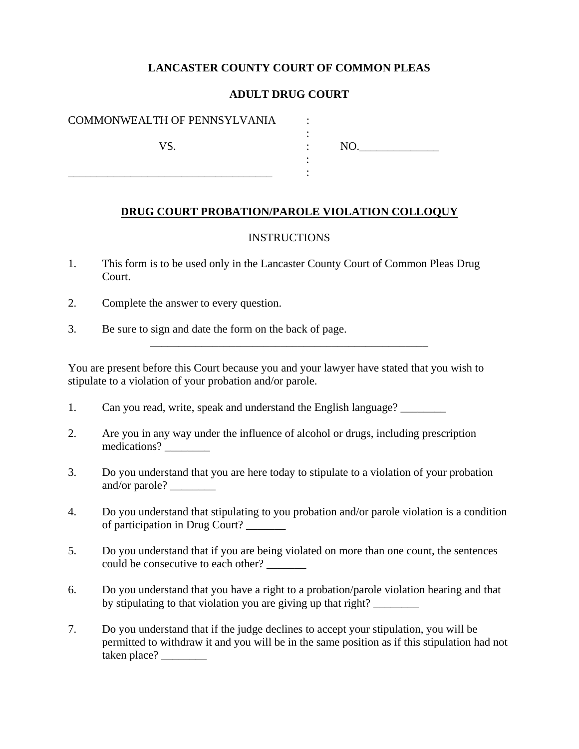**LANCASTER COUNTY COURT OF COMMON PLEAS**

**ADULT DRUG COURT**

COMMONWEALTH OF PENNSYLVANIA :
:
VS. : NO.______________
:
___________________________________ :

**DRUG COURT PROBATION/PAROLE VIOLATION COLLOQUY**

INSTRUCTIONS

1. This form is to be used only in the Lancaster County Court of Common Pleas Drug Court.

2. Complete the answer to every question.

3. Be sure to sign and date the form on the back of page.

___________________________________________________

You are present before this Court because you and your lawyer have stated that you wish to stipulate to a violation of your probation and/or parole.

1. Can you read, write, speak and understand the English language? ________

2. Are you in any way under the influence of alcohol or drugs, including prescription medications? ________

3. Do you understand that you are here today to stipulate to a violation of your probation and/or parole? ________

4. Do you understand that stipulating to you probation and/or parole violation is a condition of participation in Drug Court? _______

5. Do you understand that if you are being violated on more than one count, the sentences could be consecutive to each other? _______

6. Do you understand that you have a right to a probation/parole violation hearing and that by stipulating to that violation you are giving up that right? ________

7. Do you understand that if the judge declines to accept your stipulation, you will be permitted to withdraw it and you will be in the same position as if this stipulation had not taken place? ________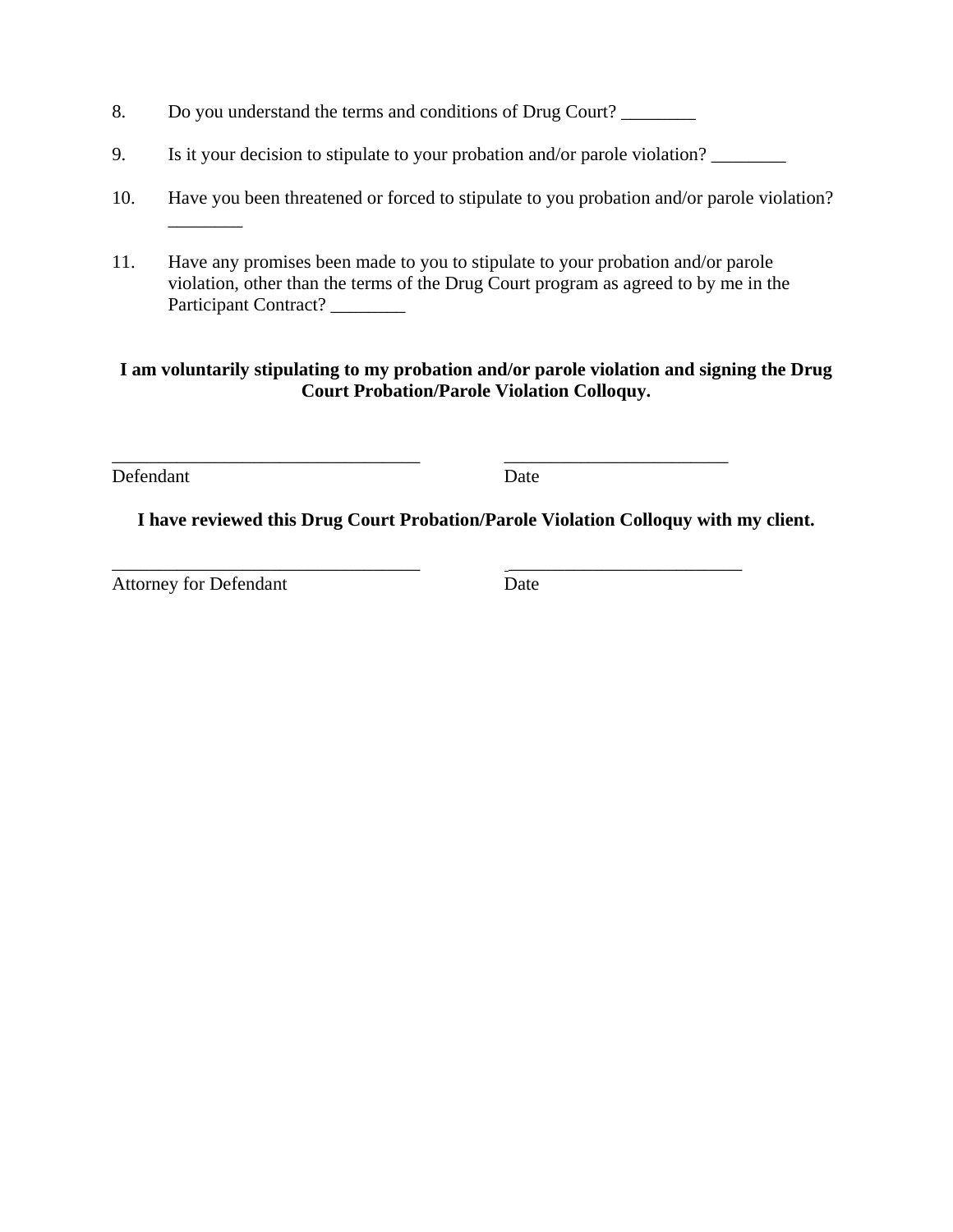8. Do you understand the terms and conditions of Drug Court? ________

9. Is it your decision to stipulate to your probation and/or parole violation? ________

10. Have you been threatened or forced to stipulate to you probation and/or parole violation? ________

11. Have any promises been made to you to stipulate to your probation and/or parole violation, other than the terms of the Drug Court program as agreed to by me in the Participant Contract? ________

**I am voluntarily stipulating to my probation and/or parole violation and signing the Drug Court Probation/Parole Violation Colloquy.**

_________________________________ ________________________

Defendant Date

**I have reviewed this Drug Court Probation/Parole Violation Colloquy with my client.**

_________________________________ _________________________

Attorney for Defendant Date